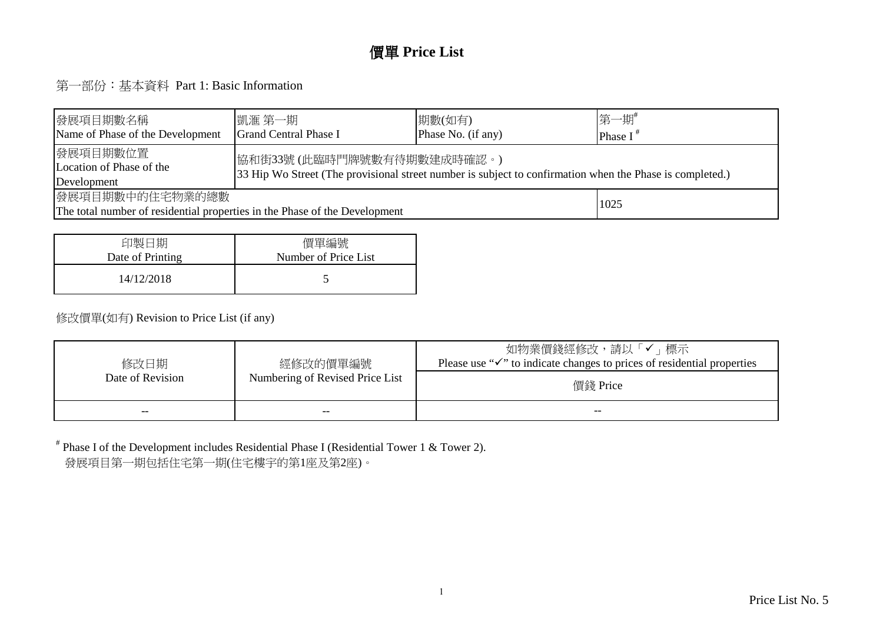# 價單 Price List

## 第一部份：基本資料 Part 1: Basic Information

| 發展項目期數名稱<br>Name of Phase of the Development | 凱滙 第一期<br>Grand Central Phase I | 期數(如有)<br>Phase No. (if any) | 第一期#<br>Phase I # |
|---|---|---|---|
| 發展項目期數位置<br>Location of Phase of the Development | 協和街33號 (此臨時門牌號數有待期數建成時確認。)<br>33 Hip Wo Street (The provisional street number is subject to confirmation when the Phase is completed.) | | |
| 發展項目期數中的住宅物業的總數<br>The total number of residential properties in the Phase of the Development | | | 1025 |

| 印製日期<br>Date of Printing | 價單編號<br>Number of Price List |
|---|---|
| 14/12/2018 | 5 |

修改價單(如有) Revision to Price List (if any)

| 修改日期<br>Date of Revision | 經修改的價單編號<br>Numbering of Revised Price List | 如物業價錢經修改，請以「✓」標示<br>Please use "✓" to indicate changes to prices of residential properties |
|---|---|---|
| | | 價錢 Price |
| -- | -- | -- |

# Phase I of the Development includes Residential Phase I (Residential Tower 1 & Tower 2).
發展項目第一期包括住宅第一期(住宅樓宇的第1座及第2座)。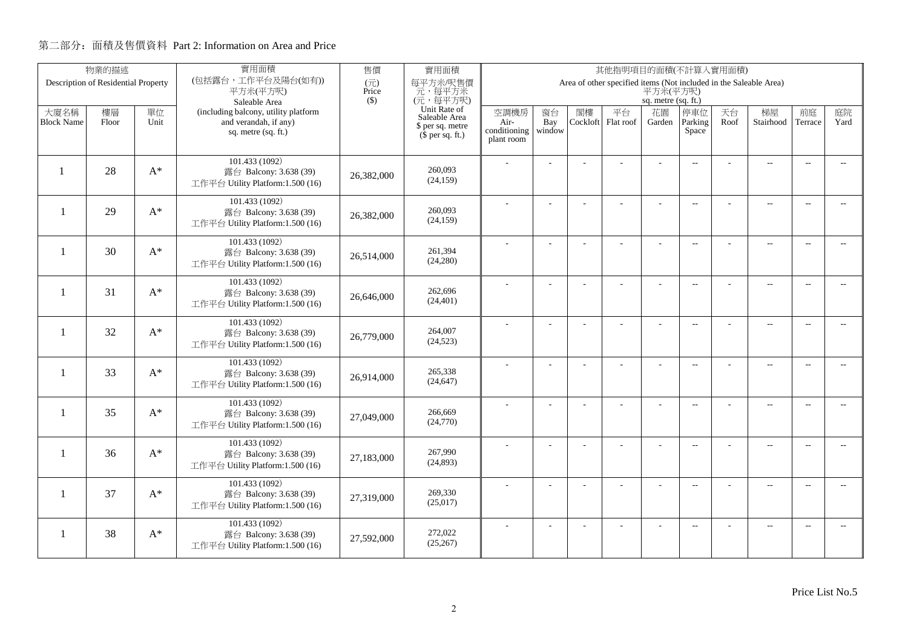## 第二部分：面積及售價資料 Part 2: Information on Area and Price

| 物業的描述 Description of Residential Property | | | 實用面積 (包括露台，工作平台及陽台(如有)) 平方米(平方呎) Saleable Area (including balcony, utility platform and verandah, if any) sq. metre (sq. ft.) | 售價 (元) Price ($) | 實用面積 每平方米/呎售價 元，每平方米 (元，每平方呎) Unit Rate of Saleable Area $ per sq. metre ($ per sq. ft.) | 其他指明項目的面積(不計算入實用面積) Area of other specified items (Not included in the Saleable Area) 平方米(平方呎) sq. metre (sq. ft.) | | | | | | | | | |
|---|---|---|---|---|---|---|---|---|---|---|---|---|---|---|---|
| 大廈名稱 Block Name | 樓層 Floor | 單位 Unit | | | | 空調機房 Air-conditioning plant room | 窗台 Bay window | 閣樓 Cockloft | 平台 Flat roof | 花園 Garden | 停車位 Parking Space | 天台 Roof | 梯屋 Stairhood | 前庭 Terrace | 庭院 Yard |
| 1 | 28 | A* | 101.433 (1092) 露台 Balcony: 3.638 (39) 工作平台 Utility Platform:1.500 (16) | 26,382,000 | 260,093 (24,159) | - | - | - | - | - | -- | - | -- | -- | -- |
| 1 | 29 | A* | 101.433 (1092) 露台 Balcony: 3.638 (39) 工作平台 Utility Platform:1.500 (16) | 26,382,000 | 260,093 (24,159) | - | - | - | - | - | -- | - | -- | -- | -- |
| 1 | 30 | A* | 101.433 (1092) 露台 Balcony: 3.638 (39) 工作平台 Utility Platform:1.500 (16) | 26,514,000 | 261,394 (24,280) | - | - | - | - | - | -- | - | -- | -- | -- |
| 1 | 31 | A* | 101.433 (1092) 露台 Balcony: 3.638 (39) 工作平台 Utility Platform:1.500 (16) | 26,646,000 | 262,696 (24,401) | - | - | - | - | - | -- | - | -- | -- | -- |
| 1 | 32 | A* | 101.433 (1092) 露台 Balcony: 3.638 (39) 工作平台 Utility Platform:1.500 (16) | 26,779,000 | 264,007 (24,523) | - | - | - | - | - | -- | - | -- | -- | -- |
| 1 | 33 | A* | 101.433 (1092) 露台 Balcony: 3.638 (39) 工作平台 Utility Platform:1.500 (16) | 26,914,000 | 265,338 (24,647) | - | - | - | - | - | -- | - | -- | -- | -- |
| 1 | 35 | A* | 101.433 (1092) 露台 Balcony: 3.638 (39) 工作平台 Utility Platform:1.500 (16) | 27,049,000 | 266,669 (24,770) | - | - | - | - | - | -- | - | -- | -- | -- |
| 1 | 36 | A* | 101.433 (1092) 露台 Balcony: 3.638 (39) 工作平台 Utility Platform:1.500 (16) | 27,183,000 | 267,990 (24,893) | - | - | - | - | - | -- | - | -- | -- | -- |
| 1 | 37 | A* | 101.433 (1092) 露台 Balcony: 3.638 (39) 工作平台 Utility Platform:1.500 (16) | 27,319,000 | 269,330 (25,017) | - | - | - | - | - | -- | - | -- | -- | -- |
| 1 | 38 | A* | 101.433 (1092) 露台 Balcony: 3.638 (39) 工作平台 Utility Platform:1.500 (16) | 27,592,000 | 272,022 (25,267) | - | - | - | - | - | -- | - | -- | -- | -- |

Price List No.5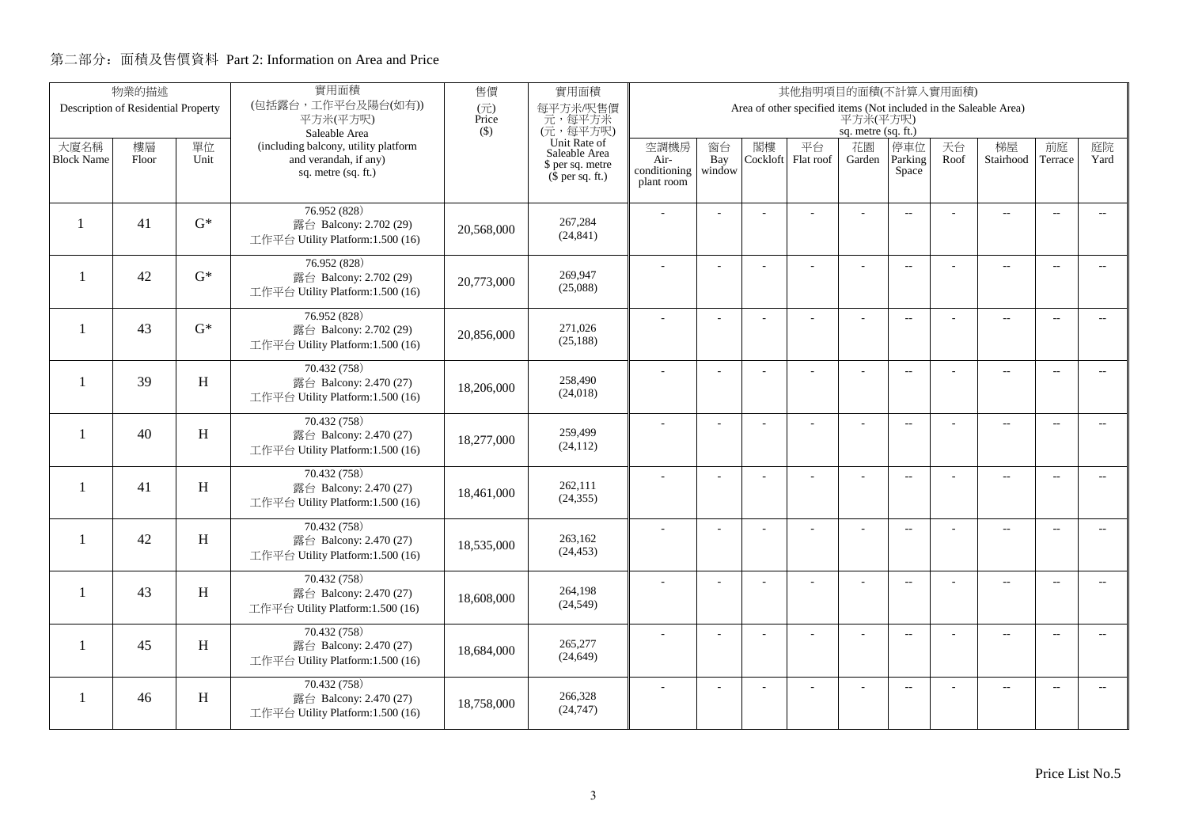## 第二部分：面積及售價資料 Part 2: Information on Area and Price

| 物業的描述 Description of Residential Property | | | 實用面積 (包括露台，工作平台及陽台(如有)) 平方米(平方呎) Saleable Area (including balcony, utility platform and verandah, if any) sq. metre (sq. ft.) | 售價 (元) Price ($) | 實用面積 每平方米/呎售價 元，每平方米 (元，每平方呎) Unit Rate of Saleable Area $ per sq. metre ($ per sq. ft.) | 其他指明項目的面積(不計算入實用面積) Area of other specified items (Not included in the Saleable Area) 平方米(平方呎) sq. metre (sq. ft.) | | | | | | | | | |
|---|---|---|---|---|---|---|---|---|---|---|---|---|---|---|---|
| 大廈名稱 Block Name | 樓層 Floor | 單位 Unit | | | | 空調機房 Air-conditioning plant room | 窗台 Bay window | 閣樓 Cockloft | 平台 Flat roof | 花園 Garden | 停車位 Parking Space | 天台 Roof | 梯屋 Stairhood | 前庭 Terrace | 庭院 Yard |
| 1 | 41 | G* | 76.952 (828) 露台 Balcony: 2.702 (29) 工作平台 Utility Platform:1.500 (16) | 20,568,000 | 267,284 (24,841) | - | - | - | - | - | -- | - | -- | -- | -- |
| 1 | 42 | G* | 76.952 (828) 露台 Balcony: 2.702 (29) 工作平台 Utility Platform:1.500 (16) | 20,773,000 | 269,947 (25,088) | - | - | - | - | - | -- | - | -- | -- | -- |
| 1 | 43 | G* | 76.952 (828) 露台 Balcony: 2.702 (29) 工作平台 Utility Platform:1.500 (16) | 20,856,000 | 271,026 (25,188) | - | - | - | - | - | -- | - | -- | -- | -- |
| 1 | 39 | H | 70.432 (758) 露台 Balcony: 2.470 (27) 工作平台 Utility Platform:1.500 (16) | 18,206,000 | 258,490 (24,018) | - | - | - | - | - | -- | - | -- | -- | -- |
| 1 | 40 | H | 70.432 (758) 露台 Balcony: 2.470 (27) 工作平台 Utility Platform:1.500 (16) | 18,277,000 | 259,499 (24,112) | - | - | - | - | - | -- | - | -- | -- | -- |
| 1 | 41 | H | 70.432 (758) 露台 Balcony: 2.470 (27) 工作平台 Utility Platform:1.500 (16) | 18,461,000 | 262,111 (24,355) | - | - | - | - | - | -- | - | -- | -- | -- |
| 1 | 42 | H | 70.432 (758) 露台 Balcony: 2.470 (27) 工作平台 Utility Platform:1.500 (16) | 18,535,000 | 263,162 (24,453) | - | - | - | - | - | -- | - | -- | -- | -- |
| 1 | 43 | H | 70.432 (758) 露台 Balcony: 2.470 (27) 工作平台 Utility Platform:1.500 (16) | 18,608,000 | 264,198 (24,549) | - | - | - | - | - | -- | - | -- | -- | -- |
| 1 | 45 | H | 70.432 (758) 露台 Balcony: 2.470 (27) 工作平台 Utility Platform:1.500 (16) | 18,684,000 | 265,277 (24,649) | - | - | - | - | - | -- | - | -- | -- | -- |
| 1 | 46 | H | 70.432 (758) 露台 Balcony: 2.470 (27) 工作平台 Utility Platform:1.500 (16) | 18,758,000 | 266,328 (24,747) | - | - | - | - | - | -- | - | -- | -- | -- |

Price List No.5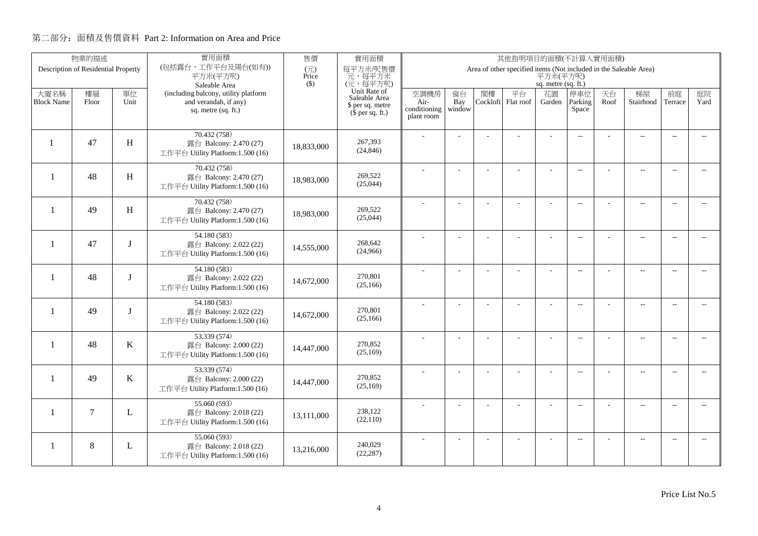## 第二部分：面積及售價資料 Part 2: Information on Area and Price

| 物業的描述 Description of Residential Property | | | 實用面積 (包括露台，工作平台及陽台(如有)) 平方米(平方呎) Saleable Area (including balcony, utility platform and verandah, if any) sq. metre (sq. ft.) | 售價 (元) Price ($) | 實用面積 每平方米/呎售價 元，每平方米 (元，每平方呎) Unit Rate of Saleable Area $ per sq. metre ($ per sq. ft.) | 其他指明項目的面積(不計算入實用面積) Area of other specified items (Not included in the Saleable Area) 平方米(平方呎) sq. metre (sq. ft.) | | | | | | | | | |
|---|---|---|---|---|---|---|---|---|---|---|---|---|---|---|---|
| 大廈名稱 Block Name | 樓層 Floor | 單位 Unit | | | | 空調機房 Air-conditioning plant room | 窗台 Bay window | 閣樓 Cockloft | 平台 Flat roof | 花園 Garden | 停車位 Parking Space | 天台 Roof | 梯屋 Stairhood | 前庭 Terrace | 庭院 Yard |
| 1 | 47 | H | 70.432 (758) 露台 Balcony: 2.470 (27) 工作平台 Utility Platform:1.500 (16) | 18,833,000 | 267,393 (24,846) | - | - | - | - | - | -- | - | -- | -- | -- |
| 1 | 48 | H | 70.432 (758) 露台 Balcony: 2.470 (27) 工作平台 Utility Platform:1.500 (16) | 18,983,000 | 269,522 (25,044) | - | - | - | - | - | -- | - | -- | -- | -- |
| 1 | 49 | H | 70.432 (758) 露台 Balcony: 2.470 (27) 工作平台 Utility Platform:1.500 (16) | 18,983,000 | 269,522 (25,044) | - | - | - | - | - | -- | - | -- | -- | -- |
| 1 | 47 | J | 54.180 (583) 露台 Balcony: 2.022 (22) 工作平台 Utility Platform:1.500 (16) | 14,555,000 | 268,642 (24,966) | - | - | - | - | - | -- | - | -- | -- | -- |
| 1 | 48 | J | 54.180 (583) 露台 Balcony: 2.022 (22) 工作平台 Utility Platform:1.500 (16) | 14,672,000 | 270,801 (25,166) | - | - | - | - | - | -- | - | -- | -- | -- |
| 1 | 49 | J | 54.180 (583) 露台 Balcony: 2.022 (22) 工作平台 Utility Platform:1.500 (16) | 14,672,000 | 270,801 (25,166) | - | - | - | - | - | -- | - | -- | -- | -- |
| 1 | 48 | K | 53.339 (574) 露台 Balcony: 2.000 (22) 工作平台 Utility Platform:1.500 (16) | 14,447,000 | 270,852 (25,169) | - | - | - | - | - | -- | - | -- | -- | -- |
| 1 | 49 | K | 53.339 (574) 露台 Balcony: 2.000 (22) 工作平台 Utility Platform:1.500 (16) | 14,447,000 | 270,852 (25,169) | - | - | - | - | - | -- | - | -- | -- | -- |
| 1 | 7 | L | 55.060 (593) 露台 Balcony: 2.018 (22) 工作平台 Utility Platform:1.500 (16) | 13,111,000 | 238,122 (22,110) | - | - | - | - | - | -- | - | -- | -- | -- |
| 1 | 8 | L | 55.060 (593) 露台 Balcony: 2.018 (22) 工作平台 Utility Platform:1.500 (16) | 13,216,000 | 240,029 (22,287) | - | - | - | - | - | -- | - | -- | -- | -- |

Price List No.5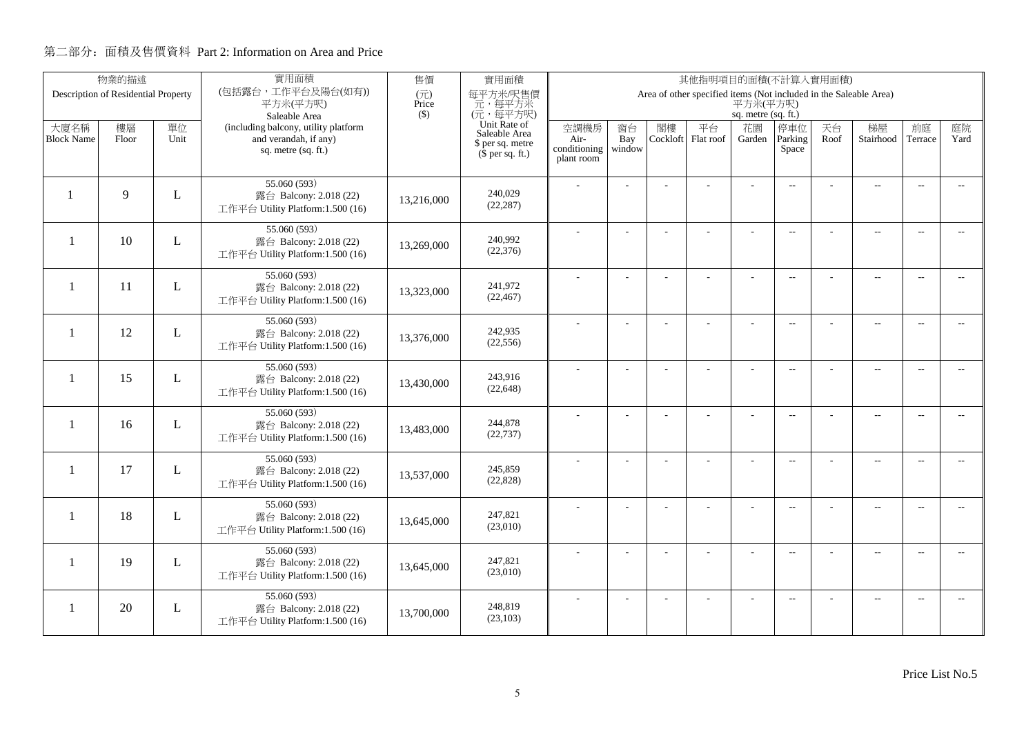## 第二部分：面積及售價資料 Part 2: Information on Area and Price

| 物業的描述 Description of Residential Property | | | 實用面積 (包括露台，工作平台及陽台(如有)) 平方米(平方呎) Saleable Area (including balcony, utility platform and verandah, if any) sq. metre (sq. ft.) | 售價 (元) Price ($) | 實用面積 每平方米/呎售價 元，每平方米 (元，每平方呎) Unit Rate of Saleable Area $ per sq. metre ($ per sq. ft.) | 其他指明項目的面積(不計算入實用面積) Area of other specified items (Not included in the Saleable Area) 平方米(平方呎) sq. metre (sq. ft.) | | | | | | | | | |
|---|---|---|---|---|---|---|---|---|---|---|---|---|---|---|---|
| 大廈名稱 Block Name | 樓層 Floor | 單位 Unit | | | | 空調機房 Air-conditioning plant room | 窗台 Bay window | 閣樓 Cockloft | 平台 Flat roof | 花園 Garden | 停車位 Parking Space | 天台 Roof | 梯屋 Stairhood | 前庭 Terrace | 庭院 Yard |
| 1 | 9 | L | 55.060 (593) 露台 Balcony: 2.018 (22) 工作平台 Utility Platform:1.500 (16) | 13,216,000 | 240,029 (22,287) | - | - | - | - | - | -- | - | -- | -- | -- |
| 1 | 10 | L | 55.060 (593) 露台 Balcony: 2.018 (22) 工作平台 Utility Platform:1.500 (16) | 13,269,000 | 240,992 (22,376) | - | - | - | - | - | -- | - | -- | -- | -- |
| 1 | 11 | L | 55.060 (593) 露台 Balcony: 2.018 (22) 工作平台 Utility Platform:1.500 (16) | 13,323,000 | 241,972 (22,467) | - | - | - | - | - | -- | - | -- | -- | -- |
| 1 | 12 | L | 55.060 (593) 露台 Balcony: 2.018 (22) 工作平台 Utility Platform:1.500 (16) | 13,376,000 | 242,935 (22,556) | - | - | - | - | - | -- | - | -- | -- | -- |
| 1 | 15 | L | 55.060 (593) 露台 Balcony: 2.018 (22) 工作平台 Utility Platform:1.500 (16) | 13,430,000 | 243,916 (22,648) | - | - | - | - | - | -- | - | -- | -- | -- |
| 1 | 16 | L | 55.060 (593) 露台 Balcony: 2.018 (22) 工作平台 Utility Platform:1.500 (16) | 13,483,000 | 244,878 (22,737) | - | - | - | - | - | -- | - | -- | -- | -- |
| 1 | 17 | L | 55.060 (593) 露台 Balcony: 2.018 (22) 工作平台 Utility Platform:1.500 (16) | 13,537,000 | 245,859 (22,828) | - | - | - | - | - | -- | - | -- | -- | -- |
| 1 | 18 | L | 55.060 (593) 露台 Balcony: 2.018 (22) 工作平台 Utility Platform:1.500 (16) | 13,645,000 | 247,821 (23,010) | - | - | - | - | - | -- | - | -- | -- | -- |
| 1 | 19 | L | 55.060 (593) 露台 Balcony: 2.018 (22) 工作平台 Utility Platform:1.500 (16) | 13,645,000 | 247,821 (23,010) | - | - | - | - | - | -- | - | -- | -- | -- |
| 1 | 20 | L | 55.060 (593) 露台 Balcony: 2.018 (22) 工作平台 Utility Platform:1.500 (16) | 13,700,000 | 248,819 (23,103) | - | - | - | - | - | -- | - | -- | -- | -- |

Price List No.5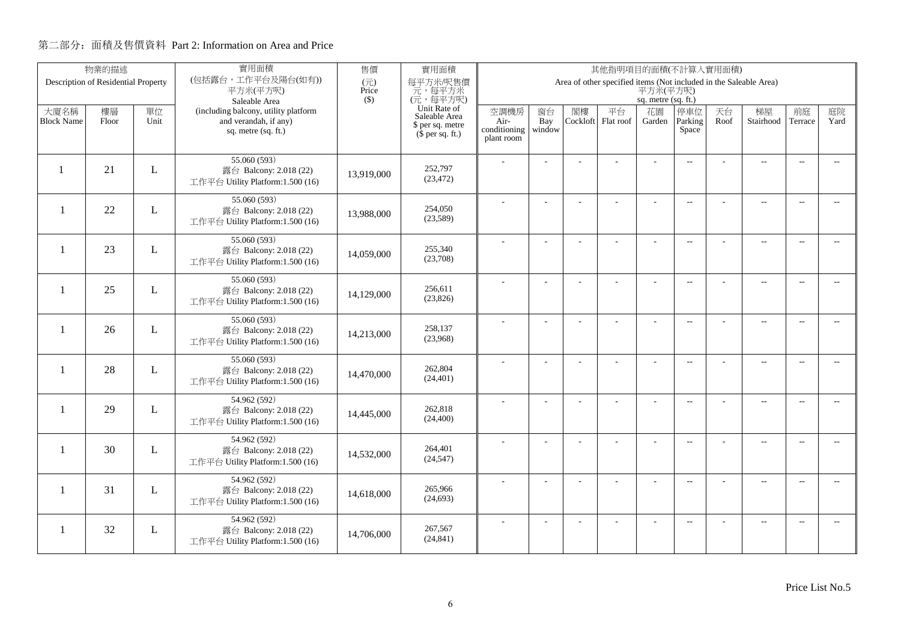## 第二部分：面積及售價資料 Part 2: Information on Area and Price

| 物業的描述 Description of Residential Property | | | 實用面積 (包括露台，工作平台及陽台(如有)) 平方米(平方呎) Saleable Area (including balcony, utility platform and verandah, if any) sq. metre (sq. ft.) | 售價 (元) Price ($) | 實用面積 每平方米/呎售價 元，每平方米 (元，每平方呎) Unit Rate of Saleable Area $ per sq. metre ($ per sq. ft.) | 其他指明項目的面積(不計算入實用面積) Area of other specified items (Not included in the Saleable Area) 平方米(平方呎) sq. metre (sq. ft.) | | | | | | | | | |
|---|---|---|---|---|---|---|---|---|---|---|---|---|---|---|---|
| 大廈名稱 Block Name | 樓層 Floor | 單位 Unit | | | | 空調機房 Air-conditioning plant room | 窗台 Bay window | 閣樓 Cockloft | 平台 Flat roof | 花園 Garden | 停車位 Parking Space | 天台 Roof | 梯屋 Stairhood | 前庭 Terrace | 庭院 Yard |
| 1 | 21 | L | 55.060 (593) 露台 Balcony: 2.018 (22) 工作平台 Utility Platform:1.500 (16) | 13,919,000 | 252,797 (23,472) | - | - | - | - | - | -- | - | -- | -- | -- |
| 1 | 22 | L | 55.060 (593) 露台 Balcony: 2.018 (22) 工作平台 Utility Platform:1.500 (16) | 13,988,000 | 254,050 (23,589) | - | - | - | - | - | -- | - | -- | -- | -- |
| 1 | 23 | L | 55.060 (593) 露台 Balcony: 2.018 (22) 工作平台 Utility Platform:1.500 (16) | 14,059,000 | 255,340 (23,708) | - | - | - | - | - | -- | - | -- | -- | -- |
| 1 | 25 | L | 55.060 (593) 露台 Balcony: 2.018 (22) 工作平台 Utility Platform:1.500 (16) | 14,129,000 | 256,611 (23,826) | - | - | - | - | - | -- | - | -- | -- | -- |
| 1 | 26 | L | 55.060 (593) 露台 Balcony: 2.018 (22) 工作平台 Utility Platform:1.500 (16) | 14,213,000 | 258,137 (23,968) | - | - | - | - | - | -- | - | -- | -- | -- |
| 1 | 28 | L | 55.060 (593) 露台 Balcony: 2.018 (22) 工作平台 Utility Platform:1.500 (16) | 14,470,000 | 262,804 (24,401) | - | - | - | - | - | -- | - | -- | -- | -- |
| 1 | 29 | L | 54.962 (592) 露台 Balcony: 2.018 (22) 工作平台 Utility Platform:1.500 (16) | 14,445,000 | 262,818 (24,400) | - | - | - | - | - | -- | - | -- | -- | -- |
| 1 | 30 | L | 54.962 (592) 露台 Balcony: 2.018 (22) 工作平台 Utility Platform:1.500 (16) | 14,532,000 | 264,401 (24,547) | - | - | - | - | - | -- | - | -- | -- | -- |
| 1 | 31 | L | 54.962 (592) 露台 Balcony: 2.018 (22) 工作平台 Utility Platform:1.500 (16) | 14,618,000 | 265,966 (24,693) | - | - | - | - | - | -- | - | -- | -- | -- |
| 1 | 32 | L | 54.962 (592) 露台 Balcony: 2.018 (22) 工作平台 Utility Platform:1.500 (16) | 14,706,000 | 267,567 (24,841) | - | - | - | - | - | -- | - | -- | -- | -- |

Price List No.5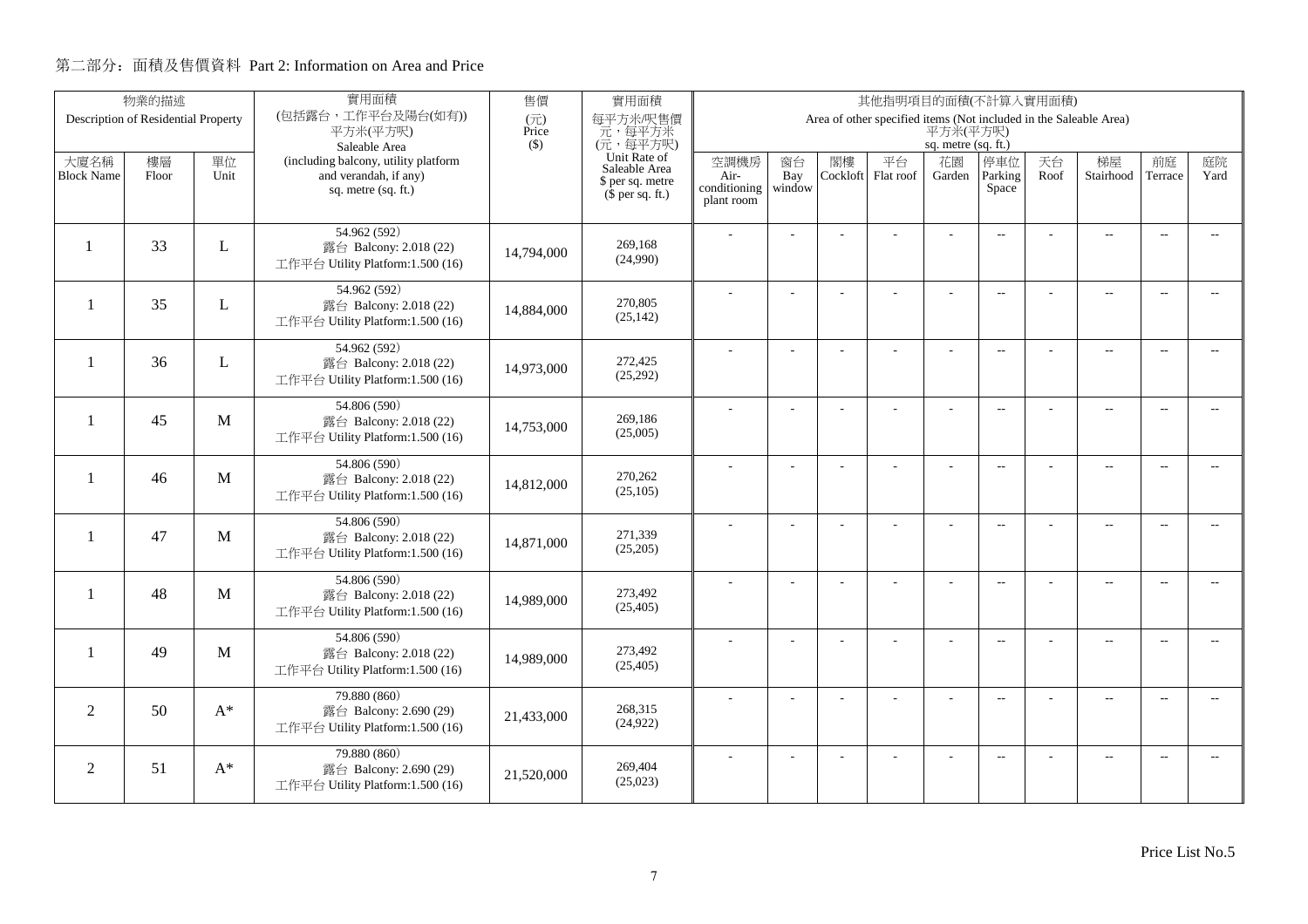## 第二部分：面積及售價資料 Part 2: Information on Area and Price

| 物業的描述 Description of Residential Property | | | 實用面積 (包括露台，工作平台及陽台(如有)) 平方米(平方呎) Saleable Area (including balcony, utility platform and verandah, if any) sq. metre (sq. ft.) | 售價 (元) Price ($) | 實用面積 每平方米/呎售價 元，每平方米 (元，每平方呎) Unit Rate of Saleable Area $ per sq. metre ($ per sq. ft.) | 其他指明項目的面積(不計算入實用面積) Area of other specified items (Not included in the Saleable Area) 平方米(平方呎) sq. metre (sq. ft.) | | | | | | | | | |
|---|---|---|---|---|---|---|---|---|---|---|---|---|---|---|---|
| 大廈名稱 Block Name | 樓層 Floor | 單位 Unit | | | | 空調機房 Air-conditioning plant room | 窗台 Bay window | 閣樓 Cockloft | 平台 Flat roof | 花園 Garden | 停車位 Parking Space | 天台 Roof | 梯屋 Stairhood | 前庭 Terrace | 庭院 Yard |
| 1 | 33 | L | 54.962 (592) 露台 Balcony: 2.018 (22) 工作平台 Utility Platform:1.500 (16) | 14,794,000 | 269,168 (24,990) | - | - | - | - | - | -- | - | -- | -- | -- |
| 1 | 35 | L | 54.962 (592) 露台 Balcony: 2.018 (22) 工作平台 Utility Platform:1.500 (16) | 14,884,000 | 270,805 (25,142) | - | - | - | - | - | -- | - | -- | -- | -- |
| 1 | 36 | L | 54.962 (592) 露台 Balcony: 2.018 (22) 工作平台 Utility Platform:1.500 (16) | 14,973,000 | 272,425 (25,292) | - | - | - | - | - | -- | - | -- | -- | -- |
| 1 | 45 | M | 54.806 (590) 露台 Balcony: 2.018 (22) 工作平台 Utility Platform:1.500 (16) | 14,753,000 | 269,186 (25,005) | - | - | - | - | - | -- | - | -- | -- | -- |
| 1 | 46 | M | 54.806 (590) 露台 Balcony: 2.018 (22) 工作平台 Utility Platform:1.500 (16) | 14,812,000 | 270,262 (25,105) | - | - | - | - | - | -- | - | -- | -- | -- |
| 1 | 47 | M | 54.806 (590) 露台 Balcony: 2.018 (22) 工作平台 Utility Platform:1.500 (16) | 14,871,000 | 271,339 (25,205) | - | - | - | - | - | -- | - | -- | -- | -- |
| 1 | 48 | M | 54.806 (590) 露台 Balcony: 2.018 (22) 工作平台 Utility Platform:1.500 (16) | 14,989,000 | 273,492 (25,405) | - | - | - | - | - | -- | - | -- | -- | -- |
| 1 | 49 | M | 54.806 (590) 露台 Balcony: 2.018 (22) 工作平台 Utility Platform:1.500 (16) | 14,989,000 | 273,492 (25,405) | - | - | - | - | - | -- | - | -- | -- | -- |
| 2 | 50 | A* | 79.880 (860) 露台 Balcony: 2.690 (29) 工作平台 Utility Platform:1.500 (16) | 21,433,000 | 268,315 (24,922) | - | - | - | - | - | -- | - | -- | -- | -- |
| 2 | 51 | A* | 79.880 (860) 露台 Balcony: 2.690 (29) 工作平台 Utility Platform:1.500 (16) | 21,520,000 | 269,404 (25,023) | - | - | - | - | - | -- | - | -- | -- | -- |

Price List No.5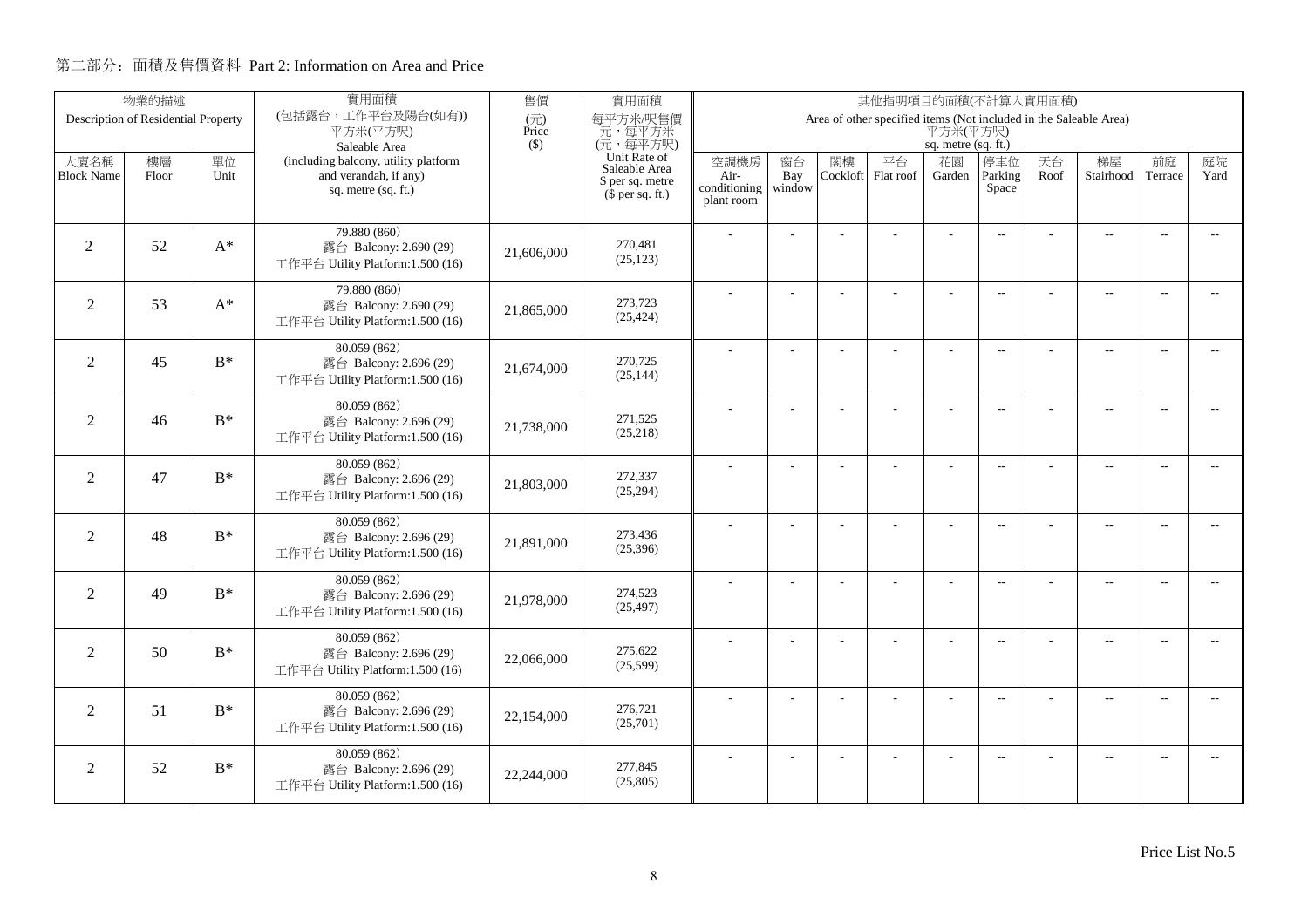## 第二部分：面積及售價資料 Part 2: Information on Area and Price

| 物業的描述 Description of Residential Property | | | 實用面積 (包括露台，工作平台及陽台(如有)) 平方米(平方呎) Saleable Area (including balcony, utility platform and verandah, if any) sq. metre (sq. ft.) | 售價 (元) Price ($) | 實用面積 每平方米/呎售價 元，每平方米 (元，每平方呎) Unit Rate of Saleable Area $ per sq. metre ($ per sq. ft.) | 其他指明項目的面積(不計算入實用面積) Area of other specified items (Not included in the Saleable Area) 平方米(平方呎) sq. metre (sq. ft.) | | | | | | | | | |
|---|---|---|---|---|---|---|---|---|---|---|---|---|---|---|---|
| 大廈名稱 Block Name | 樓層 Floor | 單位 Unit | | | | 空調機房 Air-conditioning plant room | 窗台 Bay window | 閣樓 Cockloft | 平台 Flat roof | 花園 Garden | 停車位 Parking Space | 天台 Roof | 梯屋 Stairhood | 前庭 Terrace | 庭院 Yard |
| 2 | 52 | A* | 79.880 (860) 露台 Balcony: 2.690 (29) 工作平台 Utility Platform:1.500 (16) | 21,606,000 | 270,481 (25,123) | - | - | - | - | - | -- | - | -- | -- | -- |
| 2 | 53 | A* | 79.880 (860) 露台 Balcony: 2.690 (29) 工作平台 Utility Platform:1.500 (16) | 21,865,000 | 273,723 (25,424) | - | - | - | - | - | -- | - | -- | -- | -- |
| 2 | 45 | B* | 80.059 (862) 露台 Balcony: 2.696 (29) 工作平台 Utility Platform:1.500 (16) | 21,674,000 | 270,725 (25,144) | - | - | - | - | - | -- | - | -- | -- | -- |
| 2 | 46 | B* | 80.059 (862) 露台 Balcony: 2.696 (29) 工作平台 Utility Platform:1.500 (16) | 21,738,000 | 271,525 (25,218) | - | - | - | - | - | -- | - | -- | -- | -- |
| 2 | 47 | B* | 80.059 (862) 露台 Balcony: 2.696 (29) 工作平台 Utility Platform:1.500 (16) | 21,803,000 | 272,337 (25,294) | - | - | - | - | - | -- | - | -- | -- | -- |
| 2 | 48 | B* | 80.059 (862) 露台 Balcony: 2.696 (29) 工作平台 Utility Platform:1.500 (16) | 21,891,000 | 273,436 (25,396) | - | - | - | - | - | -- | - | -- | -- | -- |
| 2 | 49 | B* | 80.059 (862) 露台 Balcony: 2.696 (29) 工作平台 Utility Platform:1.500 (16) | 21,978,000 | 274,523 (25,497) | - | - | - | - | - | -- | - | -- | -- | -- |
| 2 | 50 | B* | 80.059 (862) 露台 Balcony: 2.696 (29) 工作平台 Utility Platform:1.500 (16) | 22,066,000 | 275,622 (25,599) | - | - | - | - | - | -- | - | -- | -- | -- |
| 2 | 51 | B* | 80.059 (862) 露台 Balcony: 2.696 (29) 工作平台 Utility Platform:1.500 (16) | 22,154,000 | 276,721 (25,701) | - | - | - | - | - | -- | - | -- | -- | -- |
| 2 | 52 | B* | 80.059 (862) 露台 Balcony: 2.696 (29) 工作平台 Utility Platform:1.500 (16) | 22,244,000 | 277,845 (25,805) | - | - | - | - | - | -- | - | -- | -- | -- |

Price List No.5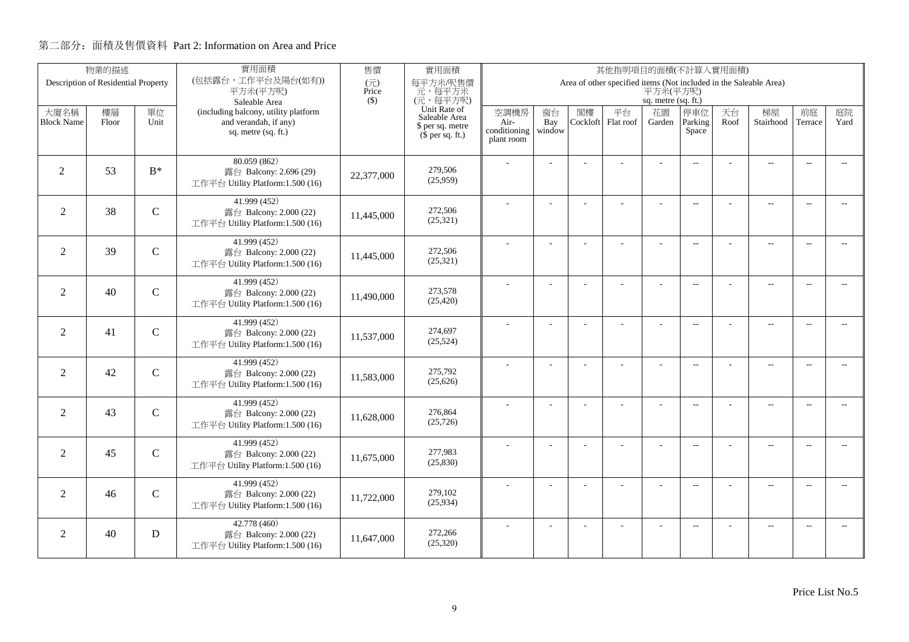## 第二部分：面積及售價資料 Part 2: Information on Area and Price

| 物業的描述 Description of Residential Property | | | 實用面積 (包括露台，工作平台及陽台(如有)) 平方米(平方呎) Saleable Area (including balcony, utility platform and verandah, if any) sq. metre (sq. ft.) | 售價 (元) Price ($) | 實用面積 每平方米/呎售價 元，每平方米 (元，每平方呎) Unit Rate of Saleable Area $ per sq. metre ($ per sq. ft.) | 其他指明項目的面積(不計算入實用面積) Area of other specified items (Not included in the Saleable Area) 平方米(平方呎) sq. metre (sq. ft.) | | | | | | | | | |
|---|---|---|---|---|---|---|---|---|---|---|---|---|---|---|---|
| 大廈名稱 Block Name | 樓層 Floor | 單位 Unit | | | | 空調機房 Air-conditioning plant room | 窗台 Bay window | 閣樓 Cockloft | 平台 Flat roof | 花園 Garden | 停車位 Parking Space | 天台 Roof | 梯屋 Stairhood | 前庭 Terrace | 庭院 Yard |
| 2 | 53 | B* | 80.059 (862) 露台 Balcony: 2.696 (29) 工作平台 Utility Platform:1.500 (16) | 22,377,000 | 279,506 (25,959) | - | - | - | - | - | -- | - | -- | -- | -- |
| 2 | 38 | C | 41.999 (452) 露台 Balcony: 2.000 (22) 工作平台 Utility Platform:1.500 (16) | 11,445,000 | 272,506 (25,321) | - | - | - | - | - | -- | - | -- | -- | -- |
| 2 | 39 | C | 41.999 (452) 露台 Balcony: 2.000 (22) 工作平台 Utility Platform:1.500 (16) | 11,445,000 | 272,506 (25,321) | - | - | - | - | - | -- | - | -- | -- | -- |
| 2 | 40 | C | 41.999 (452) 露台 Balcony: 2.000 (22) 工作平台 Utility Platform:1.500 (16) | 11,490,000 | 273,578 (25,420) | - | - | - | - | - | -- | - | -- | -- | -- |
| 2 | 41 | C | 41.999 (452) 露台 Balcony: 2.000 (22) 工作平台 Utility Platform:1.500 (16) | 11,537,000 | 274,697 (25,524) | - | - | - | - | - | -- | - | -- | -- | -- |
| 2 | 42 | C | 41.999 (452) 露台 Balcony: 2.000 (22) 工作平台 Utility Platform:1.500 (16) | 11,583,000 | 275,792 (25,626) | - | - | - | - | - | -- | - | -- | -- | -- |
| 2 | 43 | C | 41.999 (452) 露台 Balcony: 2.000 (22) 工作平台 Utility Platform:1.500 (16) | 11,628,000 | 276,864 (25,726) | - | - | - | - | - | -- | - | -- | -- | -- |
| 2 | 45 | C | 41.999 (452) 露台 Balcony: 2.000 (22) 工作平台 Utility Platform:1.500 (16) | 11,675,000 | 277,983 (25,830) | - | - | - | - | - | -- | - | -- | -- | -- |
| 2 | 46 | C | 41.999 (452) 露台 Balcony: 2.000 (22) 工作平台 Utility Platform:1.500 (16) | 11,722,000 | 279,102 (25,934) | - | - | - | - | - | -- | - | -- | -- | -- |
| 2 | 40 | D | 42.778 (460) 露台 Balcony: 2.000 (22) 工作平台 Utility Platform:1.500 (16) | 11,647,000 | 272,266 (25,320) | - | - | - | - | - | -- | - | -- | -- | -- |

Price List No.5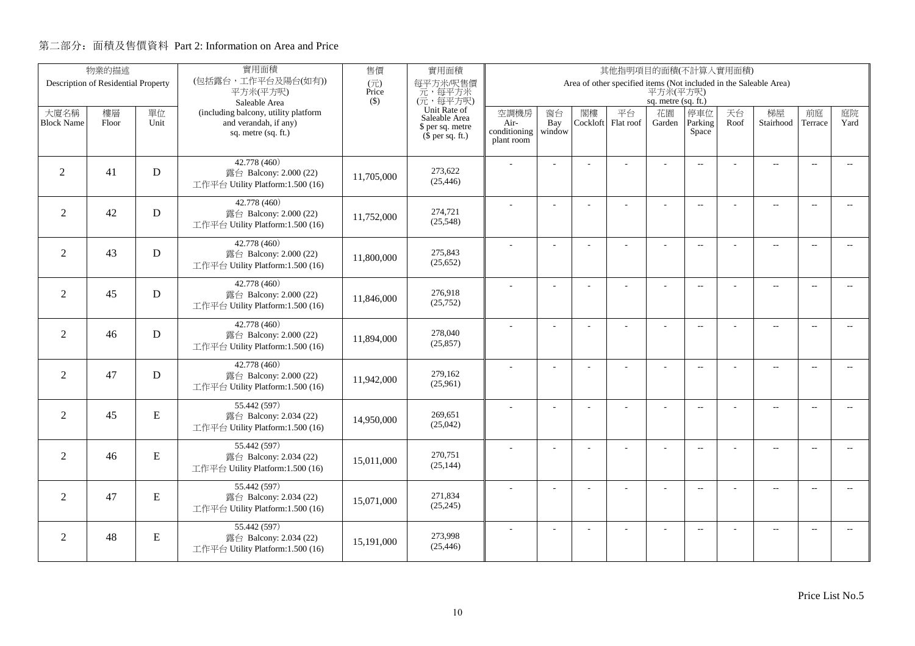## 第二部分：面積及售價資料 Part 2: Information on Area and Price

| 物業的描述 Description of Residential Property | | | 實用面積 (包括露台，工作平台及陽台(如有)) 平方米(平方呎) Saleable Area (including balcony, utility platform and verandah, if any) sq. metre (sq. ft.) | 售價 (元) Price ($) | 實用面積 每平方米/呎售價 元，每平方米 (元，每平方呎) Unit Rate of Saleable Area $ per sq. metre ($ per sq. ft.) | 其他指明項目的面積(不計算入實用面積) Area of other specified items (Not included in the Saleable Area) 平方米(平方呎) sq. metre (sq. ft.) | | | | | | | | | |
|---|---|---|---|---|---|---|---|---|---|---|---|---|---|---|---|
| 大廈名稱 Block Name | 樓層 Floor | 單位 Unit | | | | 空調機房 Air-conditioning plant room | 窗台 Bay window | 閣樓 Cockloft | 平台 Flat roof | 花園 Garden | 停車位 Parking Space | 天台 Roof | 梯屋 Stairhood | 前庭 Terrace | 庭院 Yard |
| 2 | 41 | D | 42.778 (460) 露台 Balcony: 2.000 (22) 工作平台 Utility Platform:1.500 (16) | 11,705,000 | 273,622 (25,446) | - | - | - | - | - | -- | - | -- | -- | -- |
| 2 | 42 | D | 42.778 (460) 露台 Balcony: 2.000 (22) 工作平台 Utility Platform:1.500 (16) | 11,752,000 | 274,721 (25,548) | - | - | - | - | - | -- | - | -- | -- | -- |
| 2 | 43 | D | 42.778 (460) 露台 Balcony: 2.000 (22) 工作平台 Utility Platform:1.500 (16) | 11,800,000 | 275,843 (25,652) | - | - | - | - | - | -- | - | -- | -- | -- |
| 2 | 45 | D | 42.778 (460) 露台 Balcony: 2.000 (22) 工作平台 Utility Platform:1.500 (16) | 11,846,000 | 276,918 (25,752) | - | - | - | - | - | -- | - | -- | -- | -- |
| 2 | 46 | D | 42.778 (460) 露台 Balcony: 2.000 (22) 工作平台 Utility Platform:1.500 (16) | 11,894,000 | 278,040 (25,857) | - | - | - | - | - | -- | - | -- | -- | -- |
| 2 | 47 | D | 42.778 (460) 露台 Balcony: 2.000 (22) 工作平台 Utility Platform:1.500 (16) | 11,942,000 | 279,162 (25,961) | - | - | - | - | - | -- | - | -- | -- | -- |
| 2 | 45 | E | 55.442 (597) 露台 Balcony: 2.034 (22) 工作平台 Utility Platform:1.500 (16) | 14,950,000 | 269,651 (25,042) | - | - | - | - | - | -- | - | -- | -- | -- |
| 2 | 46 | E | 55.442 (597) 露台 Balcony: 2.034 (22) 工作平台 Utility Platform:1.500 (16) | 15,011,000 | 270,751 (25,144) | - | - | - | - | - | -- | - | -- | -- | -- |
| 2 | 47 | E | 55.442 (597) 露台 Balcony: 2.034 (22) 工作平台 Utility Platform:1.500 (16) | 15,071,000 | 271,834 (25,245) | - | - | - | - | - | -- | - | -- | -- | -- |
| 2 | 48 | E | 55.442 (597) 露台 Balcony: 2.034 (22) 工作平台 Utility Platform:1.500 (16) | 15,191,000 | 273,998 (25,446) | - | - | - | - | - | -- | - | -- | -- | -- |

Price List No.5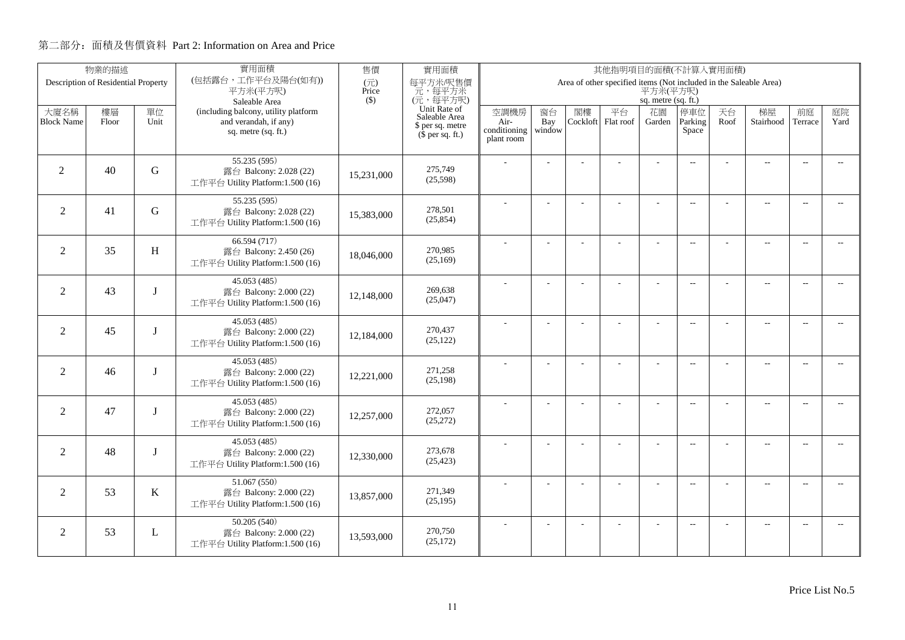## 第二部分：面積及售價資料 Part 2: Information on Area and Price

| 物業的描述 Description of Residential Property | | | 實用面積 (包括露台，工作平台及陽台(如有)) 平方米(平方呎) Saleable Area (including balcony, utility platform and verandah, if any) sq. metre (sq. ft.) | 售價 (元) Price ($) | 實用面積 每平方米/呎售價 元，每平方米 (元，每平方呎) Unit Rate of Saleable Area $ per sq. metre ($ per sq. ft.) | 其他指明項目的面積(不計算入實用面積) Area of other specified items (Not included in the Saleable Area) 平方米(平方呎) sq. metre (sq. ft.) | | | | | | | | | |
|---|---|---|---|---|---|---|---|---|---|---|---|---|---|---|---|
| 大廈名稱 Block Name | 樓層 Floor | 單位 Unit | | | | 空調機房 Air-conditioning plant room | 窗台 Bay window | 閣樓 Cockloft | 平台 Flat roof | 花園 Garden | 停車位 Parking Space | 天台 Roof | 梯屋 Stairhood | 前庭 Terrace | 庭院 Yard |
| 2 | 40 | G | 55.235 (595) 露台 Balcony: 2.028 (22) 工作平台 Utility Platform:1.500 (16) | 15,231,000 | 275,749 (25,598) | - | - | - | - | - | -- | - | -- | -- | -- |
| 2 | 41 | G | 55.235 (595) 露台 Balcony: 2.028 (22) 工作平台 Utility Platform:1.500 (16) | 15,383,000 | 278,501 (25,854) | - | - | - | - | - | -- | - | -- | -- | -- |
| 2 | 35 | H | 66.594 (717) 露台 Balcony: 2.450 (26) 工作平台 Utility Platform:1.500 (16) | 18,046,000 | 270,985 (25,169) | - | - | - | - | - | -- | - | -- | -- | -- |
| 2 | 43 | J | 45.053 (485) 露台 Balcony: 2.000 (22) 工作平台 Utility Platform:1.500 (16) | 12,148,000 | 269,638 (25,047) | - | - | - | - | - | -- | - | -- | -- | -- |
| 2 | 45 | J | 45.053 (485) 露台 Balcony: 2.000 (22) 工作平台 Utility Platform:1.500 (16) | 12,184,000 | 270,437 (25,122) | - | - | - | - | - | -- | - | -- | -- | -- |
| 2 | 46 | J | 45.053 (485) 露台 Balcony: 2.000 (22) 工作平台 Utility Platform:1.500 (16) | 12,221,000 | 271,258 (25,198) | - | - | - | - | - | -- | - | -- | -- | -- |
| 2 | 47 | J | 45.053 (485) 露台 Balcony: 2.000 (22) 工作平台 Utility Platform:1.500 (16) | 12,257,000 | 272,057 (25,272) | - | - | - | - | - | -- | - | -- | -- | -- |
| 2 | 48 | J | 45.053 (485) 露台 Balcony: 2.000 (22) 工作平台 Utility Platform:1.500 (16) | 12,330,000 | 273,678 (25,423) | - | - | - | - | - | -- | - | -- | -- | -- |
| 2 | 53 | K | 51.067 (550) 露台 Balcony: 2.000 (22) 工作平台 Utility Platform:1.500 (16) | 13,857,000 | 271,349 (25,195) | - | - | - | - | - | -- | - | -- | -- | -- |
| 2 | 53 | L | 50.205 (540) 露台 Balcony: 2.000 (22) 工作平台 Utility Platform:1.500 (16) | 13,593,000 | 270,750 (25,172) | - | - | - | - | - | -- | - | -- | -- | -- |

Price List No.5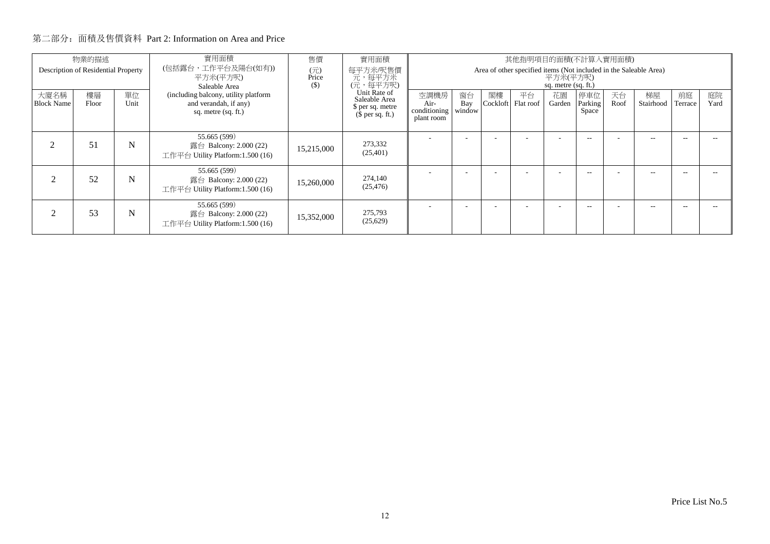## 第二部分：面積及售價資料 Part 2: Information on Area and Price

| 物業的描述 Description of Residential Property | | | 實用面積 (包括露台，工作平台及陽台(如有)) 平方米(平方呎) Saleable Area (including balcony, utility platform and verandah, if any) sq. metre (sq. ft.) | 售價 (元) Price ($) | 實用面積 每平方米/呎售價 元，每平方米 (元，每平方呎) Unit Rate of Saleable Area $ per sq. metre ($ per sq. ft.) | 其他指明項目的面積(不計算入實用面積) Area of other specified items (Not included in the Saleable Area) 平方米(平方呎) sq. metre (sq. ft.) | | | | | | | | | |
|---|---|---|---|---|---|---|---|---|---|---|---|---|---|---|---|
| 大廈名稱 Block Name | 樓層 Floor | 單位 Unit | | | | 空調機房 Air-conditioning plant room | 窗台 Bay window | 閣樓 Cockloft | 平台 Flat roof | 花園 Garden | 停車位 Parking Space | 天台 Roof | 梯屋 Stairhood | 前庭 Terrace | 庭院 Yard |
| 2 | 51 | N | 55.665 (599) 露台 Balcony: 2.000 (22) 工作平台 Utility Platform:1.500 (16) | 15,215,000 | 273,332 (25,401) | - | - | - | - | - | -- | - | -- | -- | -- |
| 2 | 52 | N | 55.665 (599) 露台 Balcony: 2.000 (22) 工作平台 Utility Platform:1.500 (16) | 15,260,000 | 274,140 (25,476) | - | - | - | - | - | -- | - | -- | -- | -- |
| 2 | 53 | N | 55.665 (599) 露台 Balcony: 2.000 (22) 工作平台 Utility Platform:1.500 (16) | 15,352,000 | 275,793 (25,629) | - | - | - | - | - | -- | - | -- | -- | -- |

Price List No.5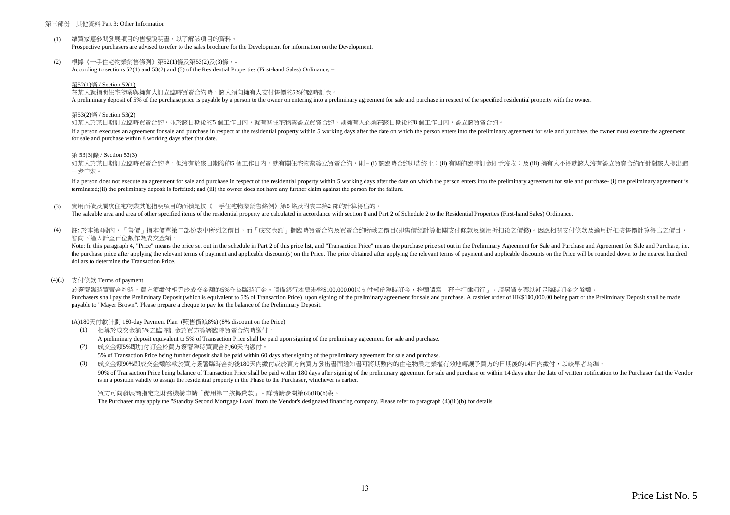## 第三部份：其他資料 Part 3: Other Information

(1) 準買家應參閱發展項目的售樓說明書，以了解該項目的資料。
Prospective purchasers are advised to refer to the sales brochure for the Development for information on the Development.

(2) 根據《一手住宅物業銷售條例》第52(1)條及第53(2)及(3)條，-
According to sections 52(1) and 53(2) and (3) of the Residential Properties (First-hand Sales) Ordinance, –

第52(1)條 / Section 52(1)

在某人就指明住宅物業與擁有人訂立臨時買賣合約時，該人須向擁有人支付售價的5%的臨時訂金。
A preliminary deposit of 5% of the purchase price is payable by a person to the owner on entering into a preliminary agreement for sale and purchase in respect of the specified residential property with the owner.

第53(2)條 / Section 53(2)

如某人於某日期訂立臨時買賣合約，並於該日期後的5 個工作日內，就有關住宅物業簽立買賣合約，則擁有人必須在該日期後的8 個工作日內，簽立該買賣合約。
If a person executes an agreement for sale and purchase in respect of the residential property within 5 working days after the date on which the person enters into the preliminary agreement for sale and purchase, the owner must execute the agreement for sale and purchase within 8 working days after that date.

第 53(3)條 / Section 53(3)

如某人於某日期訂立臨時買賣合約時，但沒有於該日期後的5 個工作日內，就有關住宅物業簽立買賣合約，則 – (i) 該臨時合約即告終止；(ii) 有關的臨時訂金即予沒收；及 (iii) 擁有人不得就該人沒有簽立買賣合約而針對該人提出進一步申索。

If a person does not execute an agreement for sale and purchase in respect of the residential property within 5 working days after the date on which the person enters into the preliminary agreement for sale and purchase- (i) the preliminary agreement is terminated;(ii) the preliminary deposit is forfeited; and (iii) the owner does not have any further claim against the person for the failure.

(3) 實用面積及屬該住宅物業其他指明項目的面積是按《一手住宅物業銷售條例》第8 條及附表二第2 部的計算得出的。
The saleable area and area of other specified items of the residential property are calculated in accordance with section 8 and Part 2 of Schedule 2 to the Residential Properties (First-hand Sales) Ordinance.

(4) 註: 於本第4段內，「 售價」指本價單第二部份表中所列之價目，而「成交金額」指臨時買賣合約及買賣合約所載之價目(即售價經計算相關支付條款及適用折扣後之價錢)。因應相關支付條款及適用折扣按售價計算得出之價目，皆向下捨入計至百位數作為成交金額。
Note: In this paragraph 4, "Price" means the price set out in the schedule in Part 2 of this price list, and "Transaction Price" means the purchase price set out in the Preliminary Agreement for Sale and Purchase and Agreement for Sale and Purchase, i.e. the purchase price after applying the relevant terms of payment and applicable discount(s) on the Price. The price obtained after applying the relevant terms of payment and applicable discounts on the Price will be rounded down to the nearest hundred dollars to determine the Transaction Price.

(4)(i) 支付條款 Terms of payment

於簽署臨時買賣合約時，買方須繳付相等於成交金額的5%作為臨時訂金。請備銀行本票港幣$100,000.00以支付部份臨時訂金，抬頭請寫「孖士打律師行」。請另備支票以補足臨時訂金之餘額。
Purchasers shall pay the Preliminary Deposit (which is equivalent to 5% of Transaction Price) upon signing of the preliminary agreement for sale and purchase. A cashier order of HK$100,000.00 being part of the Preliminary Deposit shall be made payable to "Mayer Brown". Please prepare a cheque to pay for the balance of the Preliminary Deposit.

(A)180天付款計劃 180-day Payment Plan (照售價減8%) (8% discount on the Price)

(1) 相等於成交金額5%之臨時訂金於買方簽署臨時買賣合約時繳付。
A preliminary deposit equivalent to 5% of Transaction Price shall be paid upon signing of the preliminary agreement for sale and purchase.

(2) 成交金額5%即加付訂金於買方簽署臨時買賣合約60天內繳付。
5% of Transaction Price being further deposit shall be paid within 60 days after signing of the preliminary agreement for sale and purchase.

(3) 成交金額90%即成交金額餘款於買方簽署臨時合約後180天內繳付或於賣方向買方發出書面通知書可將期數內的住宅物業之業權有效地轉讓予買方的日期後的14日內繳付，以較早者為準。
90% of Transaction Price being balance of Transaction Price shall be paid within 180 days after signing of the preliminary agreement for sale and purchase or within 14 days after the date of written notification to the Purchaser that the Vendor is in a position validly to assign the residential property in the Phase to the Purchaser, whichever is earlier.

買方可向發展商指定之財務機構申請「備用第二按揭貸款」。詳情請參閱第(4)(iii)(b)段。
The Purchaser may apply the "Standby Second Mortgage Loan" from the Vendor's designated financing company. Please refer to paragraph (4)(iii)(b) for details.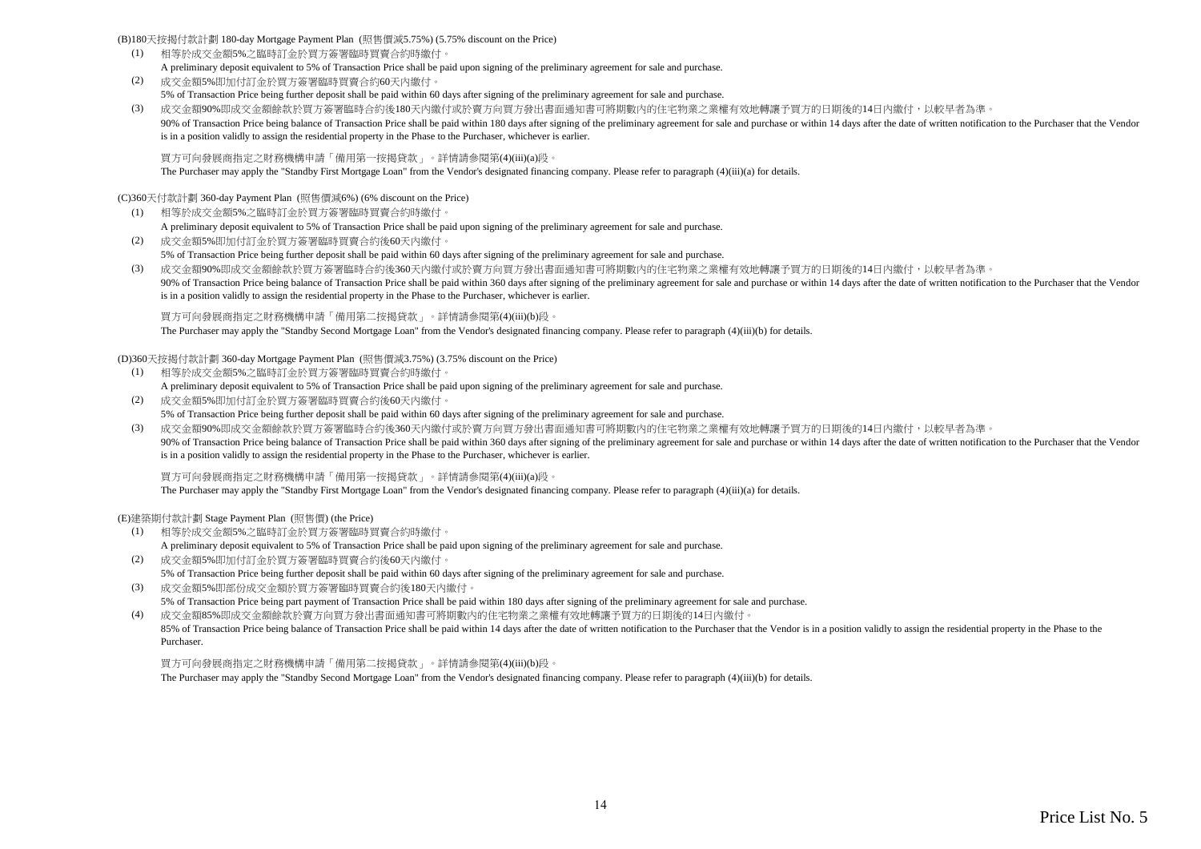(B)180天按揭付款計劃 180-day Mortgage Payment Plan (照售價減5.75%) (5.75% discount on the Price)

(1) 相等於成交金額5%之臨時訂金於買方簽署臨時買賣合約時繳付。
A preliminary deposit equivalent to 5% of Transaction Price shall be paid upon signing of the preliminary agreement for sale and purchase.

(2) 成交金額5%即加付訂金於買方簽署臨時買賣合約60天內繳付。
5% of Transaction Price being further deposit shall be paid within 60 days after signing of the preliminary agreement for sale and purchase.

(3) 成交金額90%即成交金額餘款於買方簽署臨時合約後180天內繳付或於賣方向買方發出書面通知書可將期數內的住宅物業之業權有效地轉讓予買方的日期後的14日內繳付，以較早者為準。
90% of Transaction Price being balance of Transaction Price shall be paid within 180 days after signing of the preliminary agreement for sale and purchase or within 14 days after the date of written notification to the Purchaser that the Vendor is in a position validly to assign the residential property in the Phase to the Purchaser, whichever is earlier.

買方可向發展商指定之財務機構申請「備用第一按揭貸款」。詳情請參閱第(4)(iii)(a)段。
The Purchaser may apply the "Standby First Mortgage Loan" from the Vendor's designated financing company. Please refer to paragraph (4)(iii)(a) for details.

(C)360天付款計劃 360-day Payment Plan (照售價減6%) (6% discount on the Price)

(1) 相等於成交金額5%之臨時訂金於買方簽署臨時買賣合約時繳付。
A preliminary deposit equivalent to 5% of Transaction Price shall be paid upon signing of the preliminary agreement for sale and purchase.

(2) 成交金額5%即加付訂金於買方簽署臨時買賣合約後60天內繳付。
5% of Transaction Price being further deposit shall be paid within 60 days after signing of the preliminary agreement for sale and purchase.

(3) 成交金額90%即成交金額餘款於買方簽署臨時合約後360天內繳付或於賣方向買方發出書面通知書可將期數內的住宅物業之業權有效地轉讓予買方的日期後的14日內繳付，以較早者為準。
90% of Transaction Price being balance of Transaction Price shall be paid within 360 days after signing of the preliminary agreement for sale and purchase or within 14 days after the date of written notification to the Purchaser that the Vendor is in a position validly to assign the residential property in the Phase to the Purchaser, whichever is earlier.

買方可向發展商指定之財務機構申請「備用第二按揭貸款」。詳情請參閱第(4)(iii)(b)段。
The Purchaser may apply the "Standby Second Mortgage Loan" from the Vendor's designated financing company. Please refer to paragraph (4)(iii)(b) for details.

(D)360天按揭付款計劃 360-day Mortgage Payment Plan (照售價減3.75%) (3.75% discount on the Price)

(1) 相等於成交金額5%之臨時訂金於買方簽署臨時買賣合約時繳付。
A preliminary deposit equivalent to 5% of Transaction Price shall be paid upon signing of the preliminary agreement for sale and purchase.

(2) 成交金額5%即加付訂金於買方簽署臨時買賣合約後60天內繳付。
5% of Transaction Price being further deposit shall be paid within 60 days after signing of the preliminary agreement for sale and purchase.

(3) 成交金額90%即成交金額餘款於買方簽署臨時合約後360天內繳付或於賣方向買方發出書面通知書可將期數內的住宅物業之業權有效地轉讓予買方的日期後的14日內繳付，以較早者為準。
90% of Transaction Price being balance of Transaction Price shall be paid within 360 days after signing of the preliminary agreement for sale and purchase or within 14 days after the date of written notification to the Purchaser that the Vendor is in a position validly to assign the residential property in the Phase to the Purchaser, whichever is earlier.

買方可向發展商指定之財務機構申請「備用第一按揭貸款」。詳情請參閱第(4)(iii)(a)段。
The Purchaser may apply the "Standby First Mortgage Loan" from the Vendor's designated financing company. Please refer to paragraph (4)(iii)(a) for details.

(E)建築期付款計劃 Stage Payment Plan (照售價) (the Price)

(1) 相等於成交金額5%之臨時訂金於買方簽署臨時買賣合約時繳付。
A preliminary deposit equivalent to 5% of Transaction Price shall be paid upon signing of the preliminary agreement for sale and purchase.

(2) 成交金額5%即加付訂金於買方簽署臨時買賣合約後60天內繳付。
5% of Transaction Price being further deposit shall be paid within 60 days after signing of the preliminary agreement for sale and purchase.

(3) 成交金額5%即部份成交金額於買方簽署臨時買賣合約後180天內繳付。
5% of Transaction Price being part payment of Transaction Price shall be paid within 180 days after signing of the preliminary agreement for sale and purchase.

(4) 成交金額85%即成交金額餘款於賣方向買方發出書面通知書可將期數內的住宅物業之業權有效地轉讓予買方的日期後的14日內繳付。
85% of Transaction Price being balance of Transaction Price shall be paid within 14 days after the date of written notification to the Purchaser that the Vendor is in a position validly to assign the residential property in the Phase to the Purchaser.

買方可向發展商指定之財務機構申請「備用第二按揭貸款」。詳情請參閱第(4)(iii)(b)段。
The Purchaser may apply the "Standby Second Mortgage Loan" from the Vendor's designated financing company. Please refer to paragraph (4)(iii)(b) for details.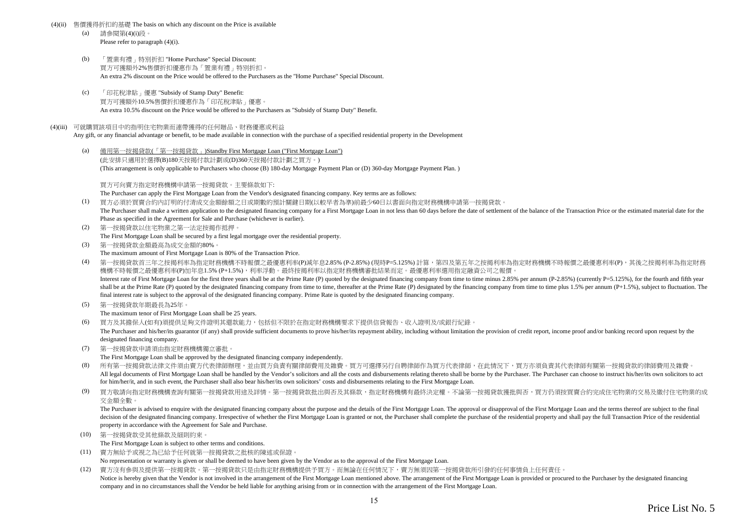(4)(ii) 售價獲得折扣的基礎 The basis on which any discount on the Price is available

(a) 請參閱第(4)(i)段。
Please refer to paragraph (4)(i).

(b) 「置業有禮」特別折扣 "Home Purchase" Special Discount:
買方可獲額外2%售價折扣優惠作為「置業有禮」特別折扣。
An extra 2% discount on the Price would be offered to the Purchasers as the "Home Purchase" Special Discount.

(c) 「印花稅津貼」優惠 "Subsidy of Stamp Duty" Benefit:
買方可獲額外10.5%售價折扣優惠作為「印花稅津貼」優惠。
An extra 10.5% discount on the Price would be offered to the Purchasers as "Subsidy of Stamp Duty" Benefit.

(4)(iii) 可就購買該項目中的指明住宅物業而連帶獲得的任何贈品、財務優惠或利益
Any gift, or any financial advantage or benefit, to be made available in connection with the purchase of a specified residential property in the Development

(a) <u>備用第一按揭貸款(「第一按揭貸款」)Standby First Mortgage Loan ("First Mortgage Loan")</u>
(此安排只適用於選擇(B)180天按揭付款計劃或(D)360天按揭付款計劃之買方。)
(This arrangement is only applicable to Purchasers who choose (B) 180-day Mortgage Payment Plan or (D) 360-day Mortgage Payment Plan. )

買方可向賣方指定財務機構申請第一按揭貸款。主要條款如下:
The Purchaser can apply the First Mortgage Loan from the Vendor's designated financing company. Key terms are as follows:

(1) 買方必須於買賣合約內訂明的付清成交金額餘額之日或期數的預計關鍵日期(以較早者為準)前最少60日以書面向指定財務機構申請第一按揭貸款。
The Purchaser shall make a written application to the designated financing company for a First Mortgage Loan in not less than 60 days before the date of settlement of the balance of the Transaction Price or the estimated material date for the Phase as specified in the Agreement for Sale and Purchase (whichever is earlier).

(2) 第一按揭貸款以住宅物業之第一法定按揭作抵押。
The First Mortgage Loan shall be secured by a first legal mortgage over the residential property.

(3) 第一按揭貸款金額最高為成交金額的80%。
The maximum amount of First Mortgage Loan is 80% of the Transaction Price.

(4) 第一按揭貸款首三年之按揭利率為指定財務機構不時報價之最優惠利率(P)減年息2.85% (P-2.85%) (現時P=5.125%) 計算，第四及第五年之按揭利率為指定財務機構不時報價之最優惠利率(P)，其後之按揭利率為指定財務機構不時報價之最優惠利率(P)加年息1.5% (P+1.5%)，利率浮動。最終按揭利率以指定財務機構審批結果而定。最優惠利率選用指定融資公司之報價。
Interest rate of First Mortgage Loan for the first three years shall be at the Prime Rate (P) quoted by the designated financing company from time to time minus 2.85% per annum (P-2.85%) (currently P=5.125%), for the fourth and fifth year shall be at the Prime Rate (P) quoted by the designated financing company from time to time, thereafter at the Prime Rate (P) designated by the financing company from time to time plus 1.5% per annum (P+1.5%), subject to fluctuation. The final interest rate is subject to the approval of the designated financing company. Prime Rate is quoted by the designated financing company.

(5) 第一按揭貸款年期最長為25年。
The maximum tenor of First Mortgage Loan shall be 25 years.

(6) 買方及其擔保人(如有)須提供足夠文件證明其還款能力，包括但不限於在指定財務機構要求下提供信貸報告、收入證明及/或銀行紀錄。
The Purchaser and his/her/its guarantor (if any) shall provide sufficient documents to prove his/her/its repayment ability, including without limitation the provision of credit report, income proof and/or banking record upon request by the designated financing company.

(7) 第一按揭貸款申請須由指定財務機構獨立審批。
The First Mortgage Loan shall be approved by the designated financing company independently.

(8) 所有第一按揭貸款法律文件須由賣方代表律師辦理，並由買方負責有關律師費用及雜費。買方可選擇另行自聘律師作為買方代表律師，在此情況下，買方亦須負責其代表律師有關第一按揭貸款的律師費用及雜費。
All legal documents of First Mortgage Loan shall be handled by the Vendor's solicitors and all the costs and disbursements relating thereto shall be borne by the Purchaser. The Purchaser can choose to instruct his/her/its own solicitors to act for him/her/it, and in such event, the Purchaser shall also bear his/her/its own solicitors' costs and disbursements relating to the First Mortgage Loan.

(9) 買方敬請向指定財務機構查詢有關第一按揭貸款用途及詳情。第一按揭貸款批出與否及其條款，指定財務機構有最終決定權。不論第一按揭貸款獲批與否，買方仍須按買賣合約完成住宅物業的交易及繳付住宅物業的成交金額全數。
The Purchaser is advised to enquire with the designated financing company about the purpose and the details of the First Mortgage Loan. The approval or disapproval of the First Mortgage Loan and the terms thereof are subject to the final decision of the designated financing company. Irrespective of whether the First Mortgage Loan is granted or not, the Purchaser shall complete the purchase of the residential property and shall pay the full Transaction Price of the residential property in accordance with the Agreement for Sale and Purchase.

(10) 第一按揭貸款受其他條款及細則約束。
The First Mortgage Loan is subject to other terms and conditions.

(11) 賣方無給予或視之為已給予任何就第一按揭貸款之批核的陳述或保證。
No representation or warranty is given or shall be deemed to have been given by the Vendor as to the approval of the First Mortgage Loan.

(12) 賣方沒有參與及提供第一按揭貸款。第一按揭貸款只是由指定財務機構提供予買方。而無論在任何情況下，賣方無須因第一按揭貸款所引發的任何事情負上任何責任。
Notice is hereby given that the Vendor is not involved in the arrangement of the First Mortgage Loan mentioned above. The arrangement of the First Mortgage Loan is provided or procured to the Purchaser by the designated financing company and in no circumstances shall the Vendor be held liable for anything arising from or in connection with the arrangement of the First Mortgage Loan.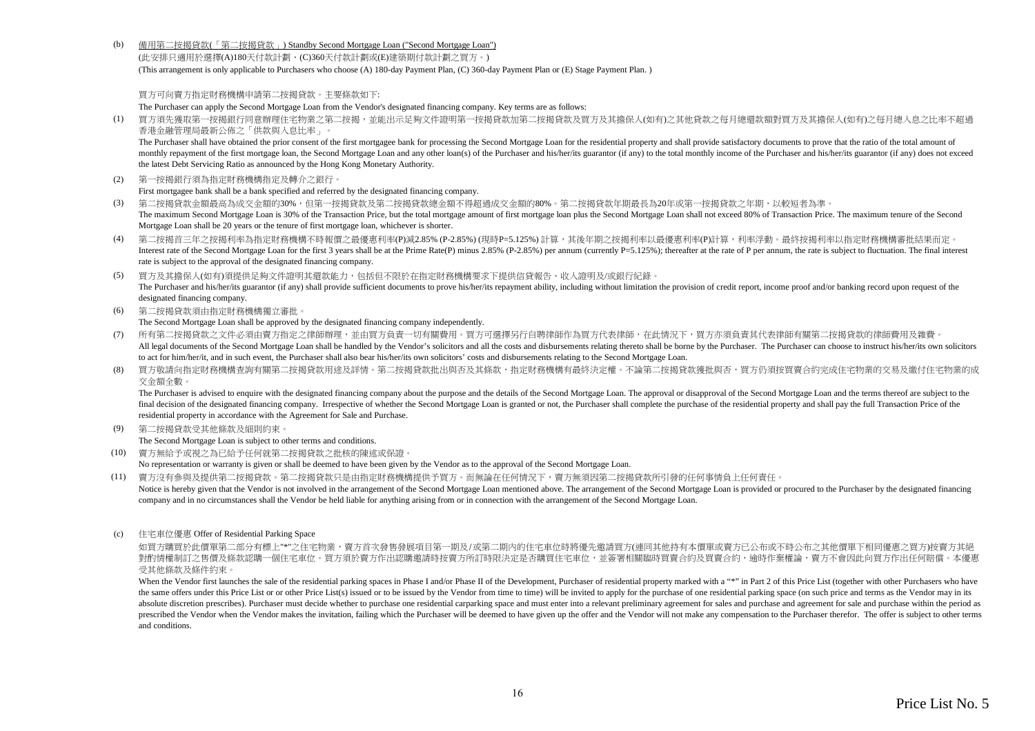(b) 備用第二按揭貸款(「第二按揭貸款」) Standby Second Mortgage Loan ("Second Mortgage Loan")

(此安排只適用於選擇(A)180天付款計劃、(C)360天付款計劃或(E)建築期付款計劃之買方。)

(This arrangement is only applicable to Purchasers who choose (A) 180-day Payment Plan, (C) 360-day Payment Plan or (E) Stage Payment Plan. )

買方可向賣方指定財務機構申請第二按揭貸款。主要條款如下:

The Purchaser can apply the Second Mortgage Loan from the Vendor's designated financing company. Key terms are as follows:

(1) 買方須先獲取第一按揭銀行同意辦理住宅物業之第二按揭，並能出示足夠文件證明第一按揭貸款加第二按揭貸款及買方及其擔保人(如有)之其他貸款之每月總還款額對買方及其擔保人(如有)之每月總入息之比率不超過香港金融管理局最新公佈之「供款與入息比率」。

The Purchaser shall have obtained the prior consent of the first mortgagee bank for processing the Second Mortgage Loan for the residential property and shall provide satisfactory documents to prove that the ratio of the total amount of monthly repayment of the first mortgage loan, the Second Mortgage Loan and any other loan(s) of the Purchaser and his/her/its guarantor (if any) to the total monthly income of the Purchaser and his/her/its guarantor (if any) does not exceed the latest Debt Servicing Ratio as announced by the Hong Kong Monetary Authority.

(2) 第一按揭銀行須為指定財務機構指定及轉介之銀行。

First mortgagee bank shall be a bank specified and referred by the designated financing company.

(3) 第二按揭貸款金額最高為成交金額的30%，但第一按揭貸款及第二按揭貸款總金額不得超過成交金額的80%。第二按揭貸款年期最長為20年或第一按揭貸款之年期，以較短者為準。

The maximum Second Mortgage Loan is 30% of the Transaction Price, but the total mortgage amount of first mortgage loan plus the Second Mortgage Loan shall not exceed 80% of Transaction Price. The maximum tenure of the Second Mortgage Loan shall be 20 years or the tenure of first mortgage loan, whichever is shorter.

(4) 第二按揭首三年之按揭利率為指定財務機構不時報價之最優惠利率(P)減2.85% (P-2.85%) (現時P=5.125%) 計算，其後年期之按揭利率以最優惠利率(P)計算，利率浮動。最終按揭利率以指定財務機構審批結果而定。

Interest rate of the Second Mortgage Loan for the first 3 years shall be at the Prime Rate(P) minus 2.85% (P-2.85%) per annum (currently P=5.125%); thereafter at the rate of P per annum, the rate is subject to fluctuation. The final interest rate is subject to the approval of the designated financing company.

(5) 買方及其擔保人(如有)須提供足夠文件證明其還款能力，包括但不限於在指定財務機構要求下提供信貸報告、收入證明及/或銀行紀錄。

The Purchaser and his/her/its guarantor (if any) shall provide sufficient documents to prove his/her/its repayment ability, including without limitation the provision of credit report, income proof and/or banking record upon request of the designated financing company.

(6) 第二按揭貸款須由指定財務機構獨立審批。

The Second Mortgage Loan shall be approved by the designated financing company independently.

(7) 所有第二按揭貸款之文件必須由賣方指定之律師辦理，並由買方負責一切有關費用。買方可選擇另行自聘律師作為買方代表律師，在此情況下，買方亦須負責其代表律師有關第二按揭貸款的律師費用及雜費。

All legal documents of the Second Mortgage Loan shall be handled by the Vendor's solicitors and all the costs and disbursements relating thereto shall be borne by the Purchaser. The Purchaser can choose to instruct his/her/its own solicitors to act for him/her/it, and in such event, the Purchaser shall also bear his/her/its own solicitors' costs and disbursements relating to the Second Mortgage Loan.

(8) 買方敬請向指定財務機構查詢有關第二按揭貸款用途及詳情。第二按揭貸款批出與否及其條款，指定財務機構有最終決定權。不論第二按揭貸款獲批與否，買方仍須按買賣合約完成住宅物業的交易及繳付住宅物業的成交金額全數。

The Purchaser is advised to enquire with the designated financing company about the purpose and the details of the Second Mortgage Loan. The approval or disapproval of the Second Mortgage Loan and the terms thereof are subject to the final decision of the designated financing company. Irrespective of whether the Second Mortgage Loan is granted or not, the Purchaser shall complete the purchase of the residential property and shall pay the full Transaction Price of the residential property in accordance with the Agreement for Sale and Purchase.

(9) 第二按揭貸款受其他條款及細則約束。

The Second Mortgage Loan is subject to other terms and conditions.

(10) 賣方無給予或視之為已給予任何就第二按揭貸款之批核的陳述或保證。

No representation or warranty is given or shall be deemed to have been given by the Vendor as to the approval of the Second Mortgage Loan.

(11) 賣方沒有參與及提供第二按揭貸款。第二按揭貸款只是由指定財務機構提供予買方。而無論在任何情況下，賣方無須因第二按揭貸款所引發的任何事情負上任何責任。

Notice is hereby given that the Vendor is not involved in the arrangement of the Second Mortgage Loan mentioned above. The arrangement of the Second Mortgage Loan is provided or procured to the Purchaser by the designated financing company and in no circumstances shall the Vendor be held liable for anything arising from or in connection with the arrangement of the Second Mortgage Loan.

(c) 住宅車位優惠 Offer of Residential Parking Space

如買方購買於此價單第二部分有標上"*"之住宅物業，賣方首次發售發展項目第一期及/或第二期內的住宅車位時將優先邀請買方(連同其他持有本價單或賣方已公布或不時公布之其他價單下相同優惠之買方)按賣方其絕對酌情權制訂之售價及條款認購一個住宅車位。買方須於賣方作出認購邀請時按賣方所訂時限決定是否購買住宅車位，並簽署相關臨時買賣合約及買賣合約，逾時作棄權論，賣方不會因此向買方作出任何賠償。本優惠受其他條款及條件約束。

When the Vendor first launches the sale of the residential parking spaces in Phase I and/or Phase II of the Development, Purchaser of residential property marked with a "*" in Part 2 of this Price List (together with other Purchasers who have the same offers under this Price List or or other Price List(s) issued or to be issued by the Vendor from time to time) will be invited to apply for the purchase of one residential parking space (on such price and terms as the Vendor may in its absolute discretion prescribes). Purchaser must decide whether to purchase one residential carparking space and must enter into a relevant preliminary agreement for sales and purchase and agreement for sale and purchase within the period as prescribed the Vendor when the Vendor makes the invitation, failing which the Purchaser will be deemed to have given up the offer and the Vendor will not make any compensation to the Purchaser therefor. The offer is subject to other terms and conditions.

Price List No. 5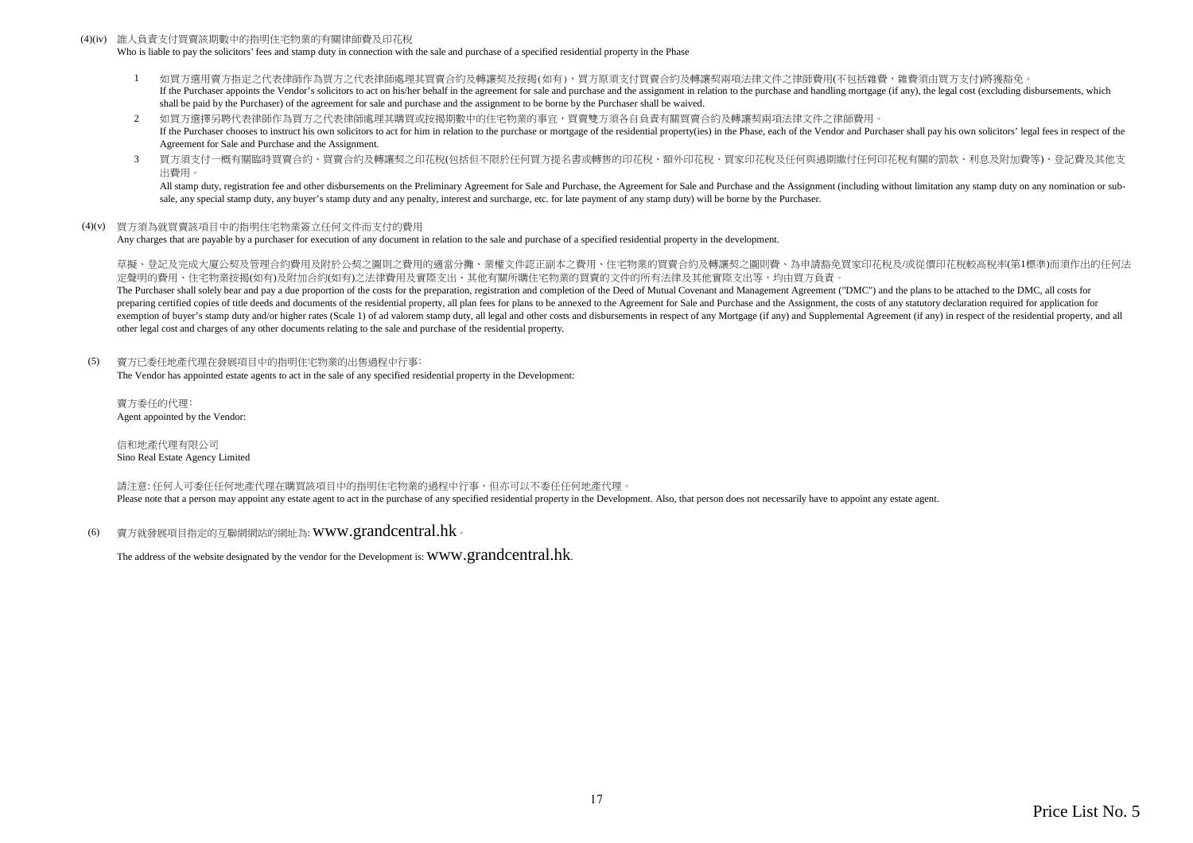(4)(iv) 誰人負責支付買賣該期數中的指明住宅物業的有關律師費及印花稅
Who is liable to pay the solicitors' fees and stamp duty in connection with the sale and purchase of a specified residential property in the Phase

1. 如買方選用賣方指定之代表律師作為買方之代表律師處理其買賣合約及轉讓契及按揭(如有)，買方原須支付買賣合約及轉讓契兩項法律文件之律師費用(不包括雜費，雜費須由買方支付)將獲豁免。
If the Purchaser appoints the Vendor's solicitors to act on his/her behalf in the agreement for sale and purchase and the assignment in relation to the purchase and handling mortgage (if any), the legal cost (excluding disbursements, which shall be paid by the Purchaser) of the agreement for sale and purchase and the assignment to be borne by the Purchaser shall be waived.
2. 如買方選擇另聘代表律師作為買方之代表律師處理其購買或按揭期數中的住宅物業的事宜，買賣雙方須各自負責有關買賣合約及轉讓契兩項法律文件之律師費用。
If the Purchaser chooses to instruct his own solicitors to act for him in relation to the purchase or mortgage of the residential property(ies) in the Phase, each of the Vendor and Purchaser shall pay his own solicitors' legal fees in respect of the Agreement for Sale and Purchase and the Assignment.
3. 買方須支付一概有關臨時買賣合約、買賣合約及轉讓契之印花稅(包括但不限於任何買方提名書或轉售的印花稅、額外印花稅、買家印花稅及任何與過期繳付任何印花稅有關的罰款、利息及附加費等)、登記費及其他支出費用。
All stamp duty, registration fee and other disbursements on the Preliminary Agreement for Sale and Purchase, the Agreement for Sale and Purchase and the Assignment (including without limitation any stamp duty on any nomination or sub-sale, any special stamp duty, any buyer's stamp duty and any penalty, interest and surcharge, etc. for late payment of any stamp duty) will be borne by the Purchaser.

(4)(v) 買方須為就買賣該項目中的指明住宅物業簽立任何文件而支付的費用
Any charges that are payable by a purchaser for execution of any document in relation to the sale and purchase of a specified residential property in the development.

草擬、登記及完成大廈公契及管理合約費用及附於公契之圖則之費用的適當分攤、業權文件認正副本之費用、住宅物業的買賣合約及轉讓契之圖則費、為申請豁免買家印花稅及/或從價印花稅較高稅率(第1標準)而須作出的任何法定聲明的費用、住宅物業按揭(如有)及附加合約(如有)之法律費用及實際支出、其他有關所購住宅物業的買賣的文件的所有法律及其他實際支出等，均由買方負責。
The Purchaser shall solely bear and pay a due proportion of the costs for the preparation, registration and completion of the Deed of Mutual Covenant and Management Agreement ("DMC") and the plans to be attached to the DMC, all costs for preparing certified copies of title deeds and documents of the residential property, all plan fees for plans to be annexed to the Agreement for Sale and Purchase and the Assignment, the costs of any statutory declaration required for application for exemption of buyer's stamp duty and/or higher rates (Scale 1) of ad valorem stamp duty, all legal and other costs and disbursements in respect of any Mortgage (if any) and Supplemental Agreement (if any) in respect of the residential property, and all other legal cost and charges of any other documents relating to the sale and purchase of the residential property.

(5) 賣方已委任地產代理在發展項目中的指明住宅物業的出售過程中行事:
The Vendor has appointed estate agents to act in the sale of any specified residential property in the Development:

賣方委任的代理:
Agent appointed by the Vendor:

信和地產代理有限公司
Sino Real Estate Agency Limited

請注意: 任何人可委任任何地產代理在購買該項目中的指明住宅物業的過程中行事，但亦可以不委任任何地產代理。
Please note that a person may appoint any estate agent to act in the purchase of any specified residential property in the Development. Also, that person does not necessarily have to appoint any estate agent.

(6) 賣方就發展項目指定的互聯網網站的網址為: www.grandcentral.hk。

The address of the website designated by the vendor for the Development is: www.grandcentral.hk.